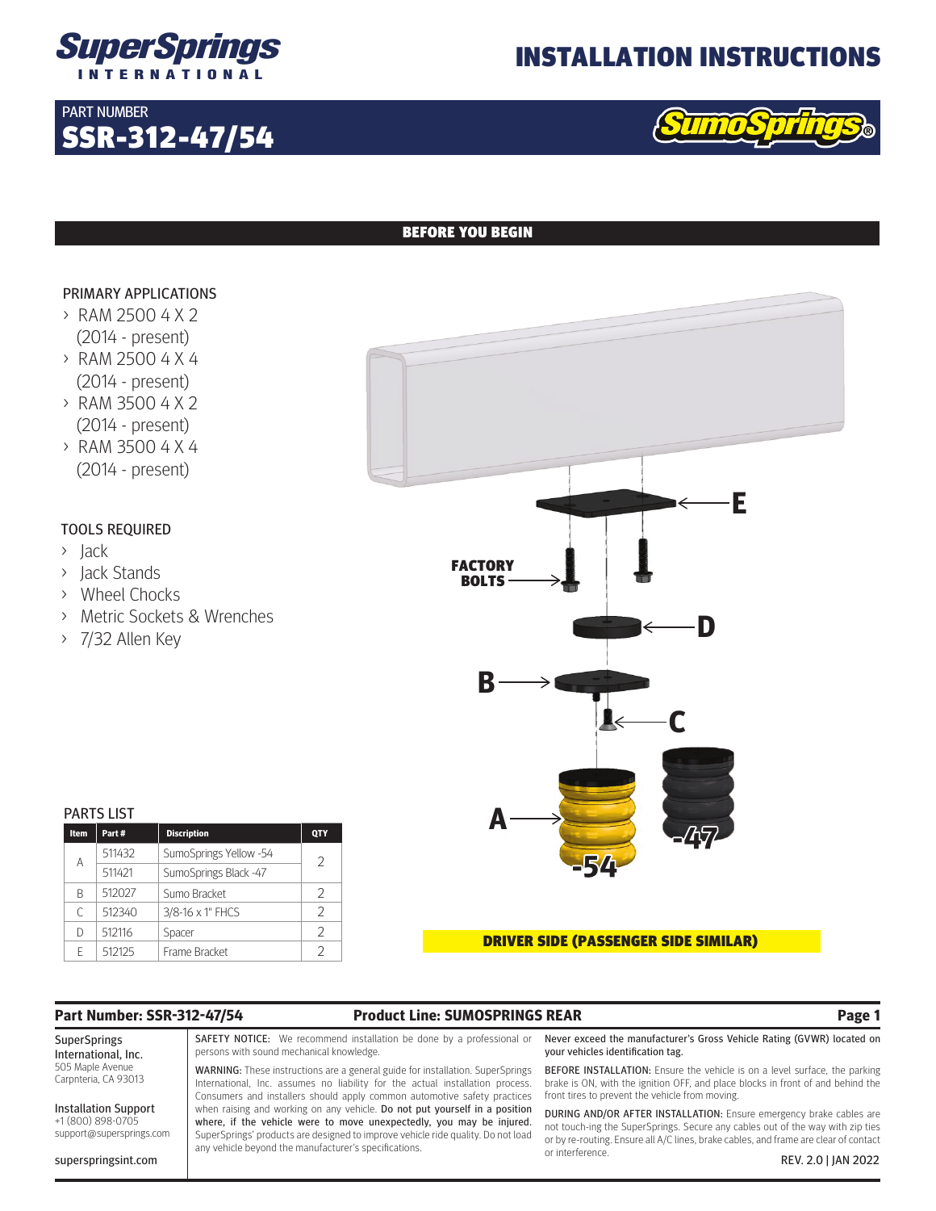# SuperSprings INTERNATIONAL

# INSTALLATION INSTRUCTIONS

PART NUMBER
## SSR-312-47/54

SumoSprings®

## BEFORE YOU BEGIN

### PRIMARY APPLICATIONS

- RAM 2500 4 X 2 (2014 - present)
- RAM 2500 4 X 4 (2014 - present)
- RAM 3500 4 X 2 (2014 - present)
- RAM 3500 4 X 4 (2014 - present)

### TOOLS REQUIRED

- Jack
- Jack Stands
- Wheel Chocks
- Metric Sockets & Wrenches
- 7/32 Allen Key

E

FACTORY BOLTS

D

B

C

A

-54

-47

### PARTS LIST

| Item | Part # | Discription | QTY |
|---|---|---|---|
| A | 511432 | SumoSprings Yellow -54 | 2 |
| | 511421 | SumoSprings Black -47 | |
| B | 512027 | Sumo Bracket | 2 |
| C | 512340 | 3/8-16 x 1" FHCS | 2 |
| D | 512116 | Spacer | 2 |
| E | 512125 | Frame Bracket | 2 |

**DRIVER SIDE (PASSENGER SIDE SIMILAR)**

**Part Number: SSR-312-47/54** **Product Line: SUMOSPRINGS REAR**

SuperSprings International, Inc.
505 Maple Avenue
Carpnteria, CA 93013

Installation Support
+1 (800) 898-0705
support@supersprings.com

superspringsint.com

SAFETY NOTICE: We recommend installation be done by a professional or persons with sound mechanical knowledge.

WARNING: These instructions are a general guide for installation. SuperSprings International, Inc. assumes no liability for the actual installation process. Consumers and installers should apply common automotive safety practices when raising and working on any vehicle. **Do not put yourself in a position where, if the vehicle were to move unexpectedly, you may be injured.** SuperSprings' products are designed to improve vehicle ride quality. Do not load any vehicle beyond the manufacturer's specifications.

**Never exceed the manufacturer's Gross Vehicle Rating (GVWR) located on your vehicles identification tag.**

BEFORE INSTALLATION: Ensure the vehicle is on a level surface, the parking brake is ON, with the ignition OFF, and place blocks in front of and behind the front tires to prevent the vehicle from moving.

DURING AND/OR AFTER INSTALLATION: Ensure emergency brake cables are not touch-ing the SuperSprings. Secure any cables out of the way with zip ties or by re-routing. Ensure all A/C lines, brake cables, and frame are clear of contact or interference.

REV. 2.0 | JAN 2022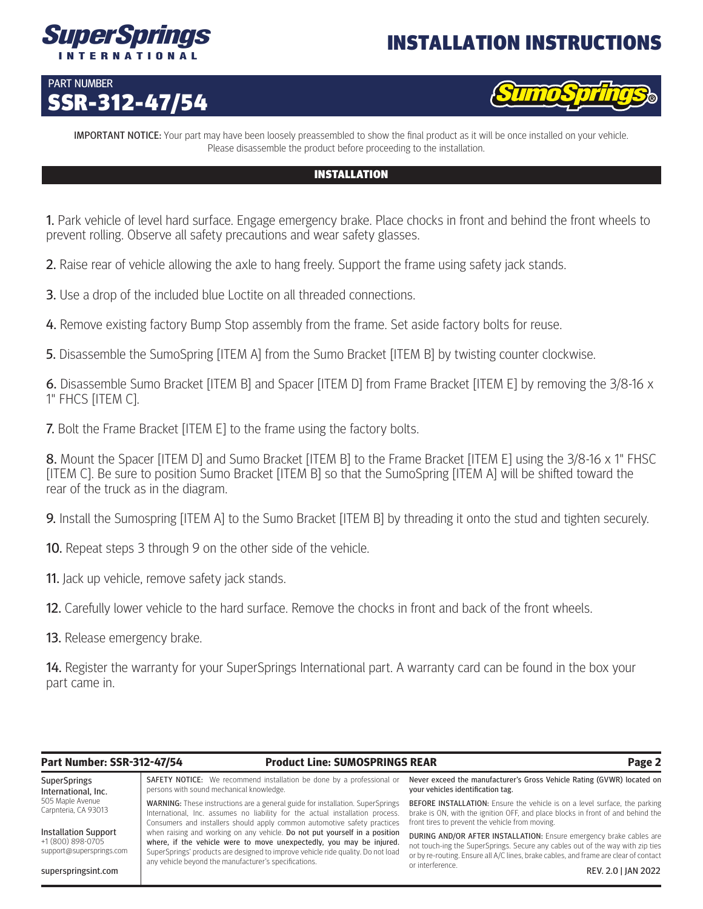# INSTALLATION INSTRUCTIONS

PART NUMBER
**SSR-312-47/54**

SumoSprings®

IMPORTANT NOTICE: Your part may have been loosely preassembled to show the final product as it will be once installed on your vehicle. Please disassemble the product before proceeding to the installation.

## INSTALLATION

**1.** Park vehicle of level hard surface. Engage emergency brake. Place chocks in front and behind the front wheels to prevent rolling. Observe all safety precautions and wear safety glasses.

**2.** Raise rear of vehicle allowing the axle to hang freely. Support the frame using safety jack stands.

**3.** Use a drop of the included blue Loctite on all threaded connections.

**4.** Remove existing factory Bump Stop assembly from the frame. Set aside factory bolts for reuse.

**5.** Disassemble the SumoSpring [ITEM A] from the Sumo Bracket [ITEM B] by twisting counter clockwise.

**6.** Disassemble Sumo Bracket [ITEM B] and Spacer [ITEM D] from Frame Bracket [ITEM E] by removing the 3/8-16 x 1" FHCS [ITEM C].

**7.** Bolt the Frame Bracket [ITEM E] to the frame using the factory bolts.

**8.** Mount the Spacer [ITEM D] and Sumo Bracket [ITEM B] to the Frame Bracket [ITEM E] using the 3/8-16 x 1" FHSC [ITEM C]. Be sure to position Sumo Bracket [ITEM B] so that the SumoSpring [ITEM A] will be shifted toward the rear of the truck as in the diagram.

**9.** Install the Sumospring [ITEM A] to the Sumo Bracket [ITEM B] by threading it onto the stud and tighten securely.

**10.** Repeat steps 3 through 9 on the other side of the vehicle.

**11.** Jack up vehicle, remove safety jack stands.

**12.** Carefully lower vehicle to the hard surface. Remove the chocks in front and back of the front wheels.

**13.** Release emergency brake.

**14.** Register the warranty for your SuperSprings International part. A warranty card can be found in the box your part came in.

**Part Number: SSR-312-47/54** | **Product Line: SUMOSPRINGS REAR**

SuperSprings International, Inc.
505 Maple Avenue
Carpnteria, CA 93013

Installation Support
+1 (800) 898-0705
support@supersprings.com

superspringsint.com

SAFETY NOTICE: We recommend installation be done by a professional or persons with sound mechanical knowledge.

WARNING: These instructions are a general guide for installation. SuperSprings International, Inc. assumes no liability for the actual installation process. Consumers and installers should apply common automotive safety practices when raising and working on any vehicle. **Do not put yourself in a position where, if the vehicle were to move unexpectedly, you may be injured.** SuperSprings' products are designed to improve vehicle ride quality. Do not load any vehicle beyond the manufacturer's specifications.

**Never exceed the manufacturer's Gross Vehicle Rating (GVWR) located on your vehicles identification tag.**

BEFORE INSTALLATION: Ensure the vehicle is on a level surface, the parking brake is ON, with the ignition OFF, and place blocks in front of and behind the front tires to prevent the vehicle from moving.

DURING AND/OR AFTER INSTALLATION: Ensure emergency brake cables are not touch-ing the SuperSprings. Secure any cables out of the way with zip ties or by re-routing. Ensure all A/C lines, brake cables, and frame are clear of contact or interference.

REV. 2.0 | JAN 2022